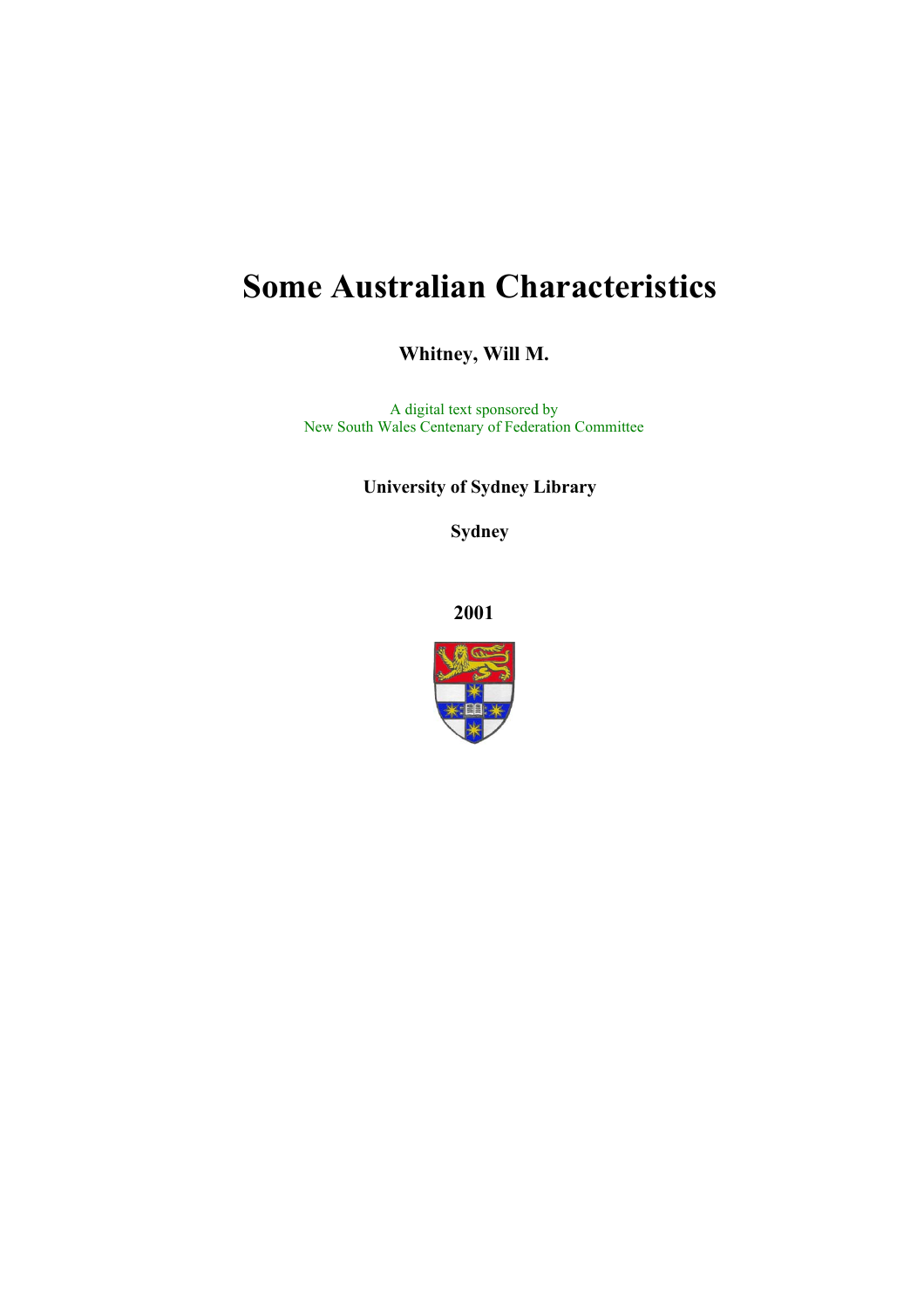# Some Australian Characteristics

**Whitney, Will M.**

A digital text sponsored by
New South Wales Centenary of Federation Committee

**University of Sydney Library**

**Sydney**

**2001**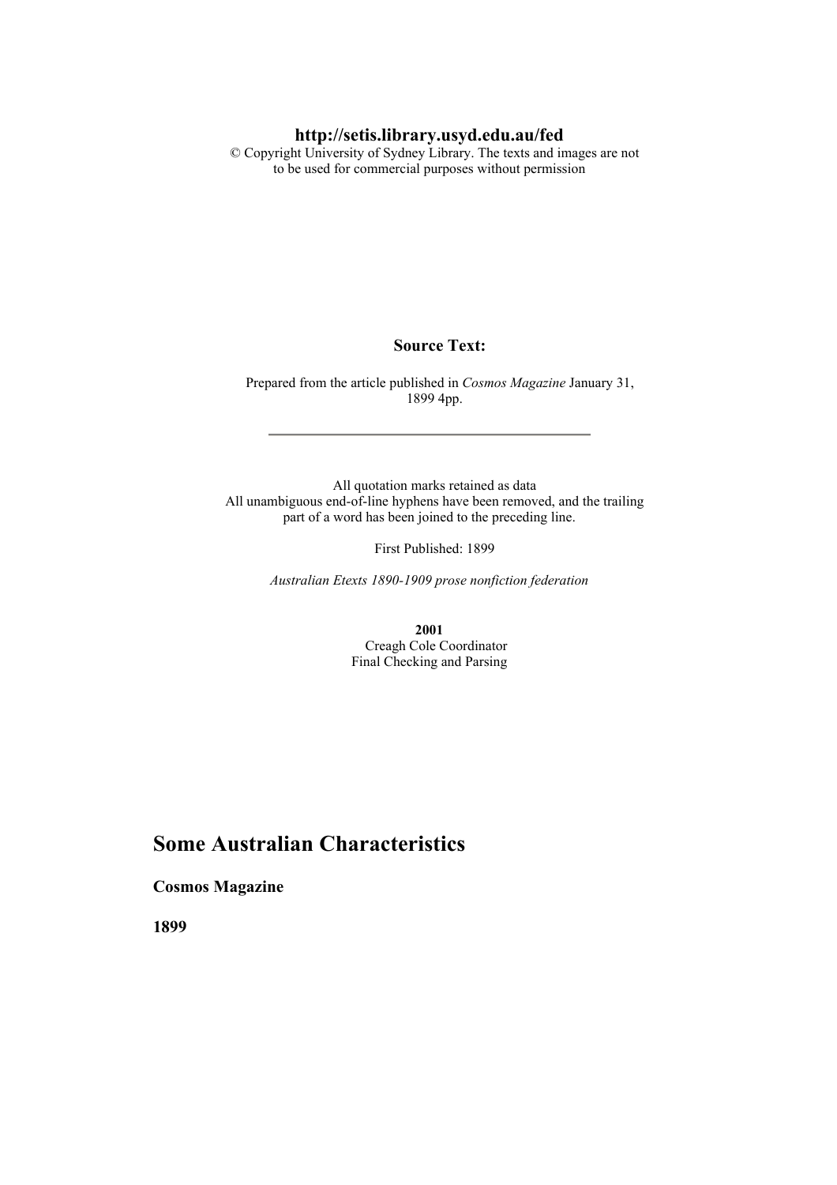**http://setis.library.usyd.edu.au/fed**
© Copyright University of Sydney Library. The texts and images are not to be used for commercial purposes without permission

**Source Text:**

Prepared from the article published in *Cosmos Magazine* January 31, 1899 4pp.

---

All quotation marks retained as data
All unambiguous end-of-line hyphens have been removed, and the trailing part of a word has been joined to the preceding line.

First Published: 1899

*Australian Etexts 1890-1909 prose nonfiction federation*

**2001**
Creagh Cole Coordinator
Final Checking and Parsing

# Some Australian Characteristics

**Cosmos Magazine**

**1899**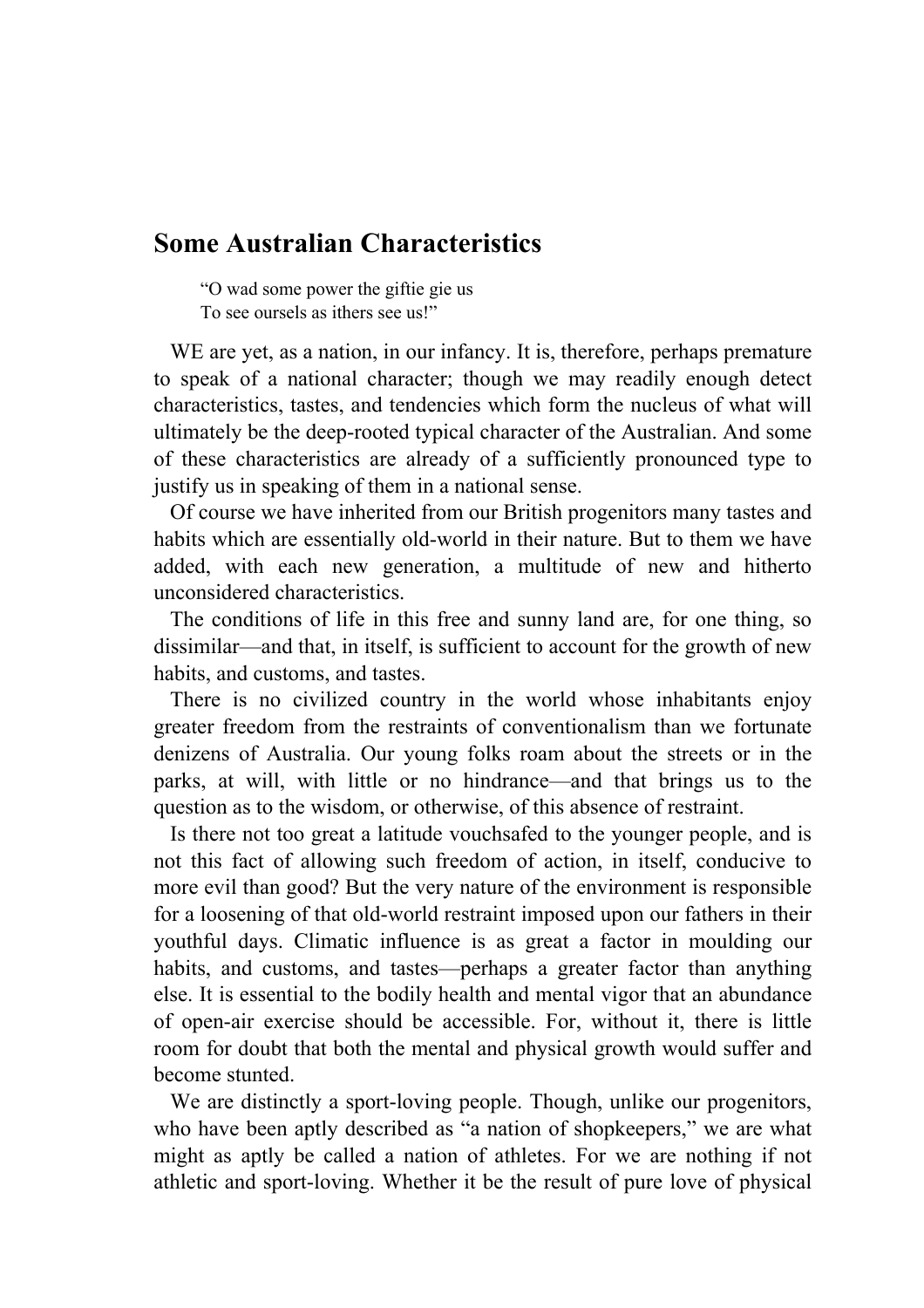# Some Australian Characteristics

> "O wad some power the giftie gie us
> To see oursels as ithers see us!"

WE are yet, as a nation, in our infancy. It is, therefore, perhaps premature to speak of a national character; though we may readily enough detect characteristics, tastes, and tendencies which form the nucleus of what will ultimately be the deep-rooted typical character of the Australian. And some of these characteristics are already of a sufficiently pronounced type to justify us in speaking of them in a national sense.

Of course we have inherited from our British progenitors many tastes and habits which are essentially old-world in their nature. But to them we have added, with each new generation, a multitude of new and hitherto unconsidered characteristics.

The conditions of life in this free and sunny land are, for one thing, so dissimilar—and that, in itself, is sufficient to account for the growth of new habits, and customs, and tastes.

There is no civilized country in the world whose inhabitants enjoy greater freedom from the restraints of conventionalism than we fortunate denizens of Australia. Our young folks roam about the streets or in the parks, at will, with little or no hindrance—and that brings us to the question as to the wisdom, or otherwise, of this absence of restraint.

Is there not too great a latitude vouchsafed to the younger people, and is not this fact of allowing such freedom of action, in itself, conducive to more evil than good? But the very nature of the environment is responsible for a loosening of that old-world restraint imposed upon our fathers in their youthful days. Climatic influence is as great a factor in moulding our habits, and customs, and tastes—perhaps a greater factor than anything else. It is essential to the bodily health and mental vigor that an abundance of open-air exercise should be accessible. For, without it, there is little room for doubt that both the mental and physical growth would suffer and become stunted.

We are distinctly a sport-loving people. Though, unlike our progenitors, who have been aptly described as "a nation of shopkeepers," we are what might as aptly be called a nation of athletes. For we are nothing if not athletic and sport-loving. Whether it be the result of pure love of physical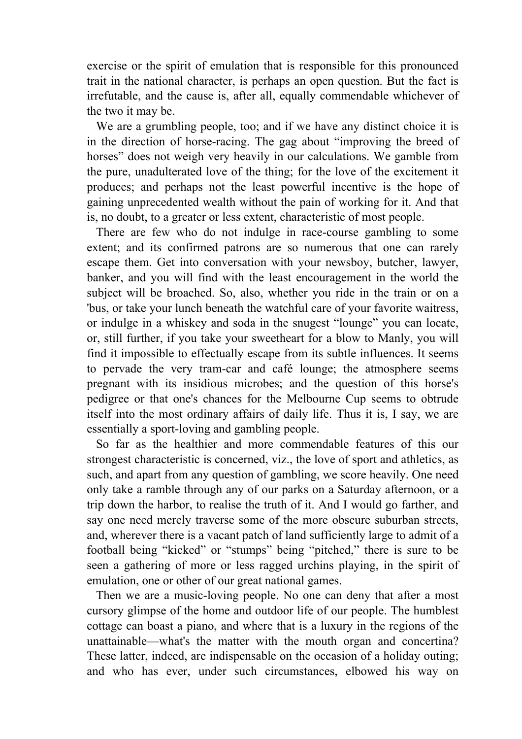exercise or the spirit of emulation that is responsible for this pronounced trait in the national character, is perhaps an open question. But the fact is irrefutable, and the cause is, after all, equally commendable whichever of the two it may be.

We are a grumbling people, too; and if we have any distinct choice it is in the direction of horse-racing. The gag about "improving the breed of horses" does not weigh very heavily in our calculations. We gamble from the pure, unadulterated love of the thing; for the love of the excitement it produces; and perhaps not the least powerful incentive is the hope of gaining unprecedented wealth without the pain of working for it. And that is, no doubt, to a greater or less extent, characteristic of most people.

There are few who do not indulge in race-course gambling to some extent; and its confirmed patrons are so numerous that one can rarely escape them. Get into conversation with your newsboy, butcher, lawyer, banker, and you will find with the least encouragement in the world the subject will be broached. So, also, whether you ride in the train or on a 'bus, or take your lunch beneath the watchful care of your favorite waitress, or indulge in a whiskey and soda in the snugest "lounge" you can locate, or, still further, if you take your sweetheart for a blow to Manly, you will find it impossible to effectually escape from its subtle influences. It seems to pervade the very tram-car and café lounge; the atmosphere seems pregnant with its insidious microbes; and the question of this horse's pedigree or that one's chances for the Melbourne Cup seems to obtrude itself into the most ordinary affairs of daily life. Thus it is, I say, we are essentially a sport-loving and gambling people.

So far as the healthier and more commendable features of this our strongest characteristic is concerned, viz., the love of sport and athletics, as such, and apart from any question of gambling, we score heavily. One need only take a ramble through any of our parks on a Saturday afternoon, or a trip down the harbor, to realise the truth of it. And I would go farther, and say one need merely traverse some of the more obscure suburban streets, and, wherever there is a vacant patch of land sufficiently large to admit of a football being "kicked" or "stumps" being "pitched," there is sure to be seen a gathering of more or less ragged urchins playing, in the spirit of emulation, one or other of our great national games.

Then we are a music-loving people. No one can deny that after a most cursory glimpse of the home and outdoor life of our people. The humblest cottage can boast a piano, and where that is a luxury in the regions of the unattainable—what's the matter with the mouth organ and concertina? These latter, indeed, are indispensable on the occasion of a holiday outing; and who has ever, under such circumstances, elbowed his way on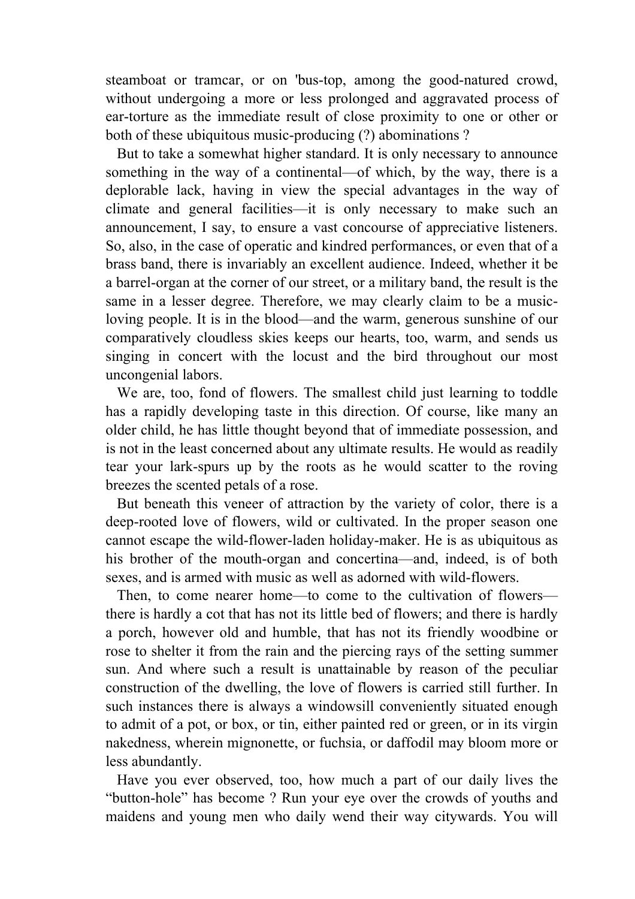steamboat or tramcar, or on 'bus-top, among the good-natured crowd, without undergoing a more or less prolonged and aggravated process of ear-torture as the immediate result of close proximity to one or other or both of these ubiquitous music-producing (?) abominations ?

But to take a somewhat higher standard. It is only necessary to announce something in the way of a continental—of which, by the way, there is a deplorable lack, having in view the special advantages in the way of climate and general facilities—it is only necessary to make such an announcement, I say, to ensure a vast concourse of appreciative listeners. So, also, in the case of operatic and kindred performances, or even that of a brass band, there is invariably an excellent audience. Indeed, whether it be a barrel-organ at the corner of our street, or a military band, the result is the same in a lesser degree. Therefore, we may clearly claim to be a music-loving people. It is in the blood—and the warm, generous sunshine of our comparatively cloudless skies keeps our hearts, too, warm, and sends us singing in concert with the locust and the bird throughout our most uncongenial labors.

We are, too, fond of flowers. The smallest child just learning to toddle has a rapidly developing taste in this direction. Of course, like many an older child, he has little thought beyond that of immediate possession, and is not in the least concerned about any ultimate results. He would as readily tear your lark-spurs up by the roots as he would scatter to the roving breezes the scented petals of a rose.

But beneath this veneer of attraction by the variety of color, there is a deep-rooted love of flowers, wild or cultivated. In the proper season one cannot escape the wild-flower-laden holiday-maker. He is as ubiquitous as his brother of the mouth-organ and concertina—and, indeed, is of both sexes, and is armed with music as well as adorned with wild-flowers.

Then, to come nearer home—to come to the cultivation of flowers—there is hardly a cot that has not its little bed of flowers; and there is hardly a porch, however old and humble, that has not its friendly woodbine or rose to shelter it from the rain and the piercing rays of the setting summer sun. And where such a result is unattainable by reason of the peculiar construction of the dwelling, the love of flowers is carried still further. In such instances there is always a windowsill conveniently situated enough to admit of a pot, or box, or tin, either painted red or green, or in its virgin nakedness, wherein mignonette, or fuchsia, or daffodil may bloom more or less abundantly.

Have you ever observed, too, how much a part of our daily lives the "button-hole" has become ? Run your eye over the crowds of youths and maidens and young men who daily wend their way citywards. You will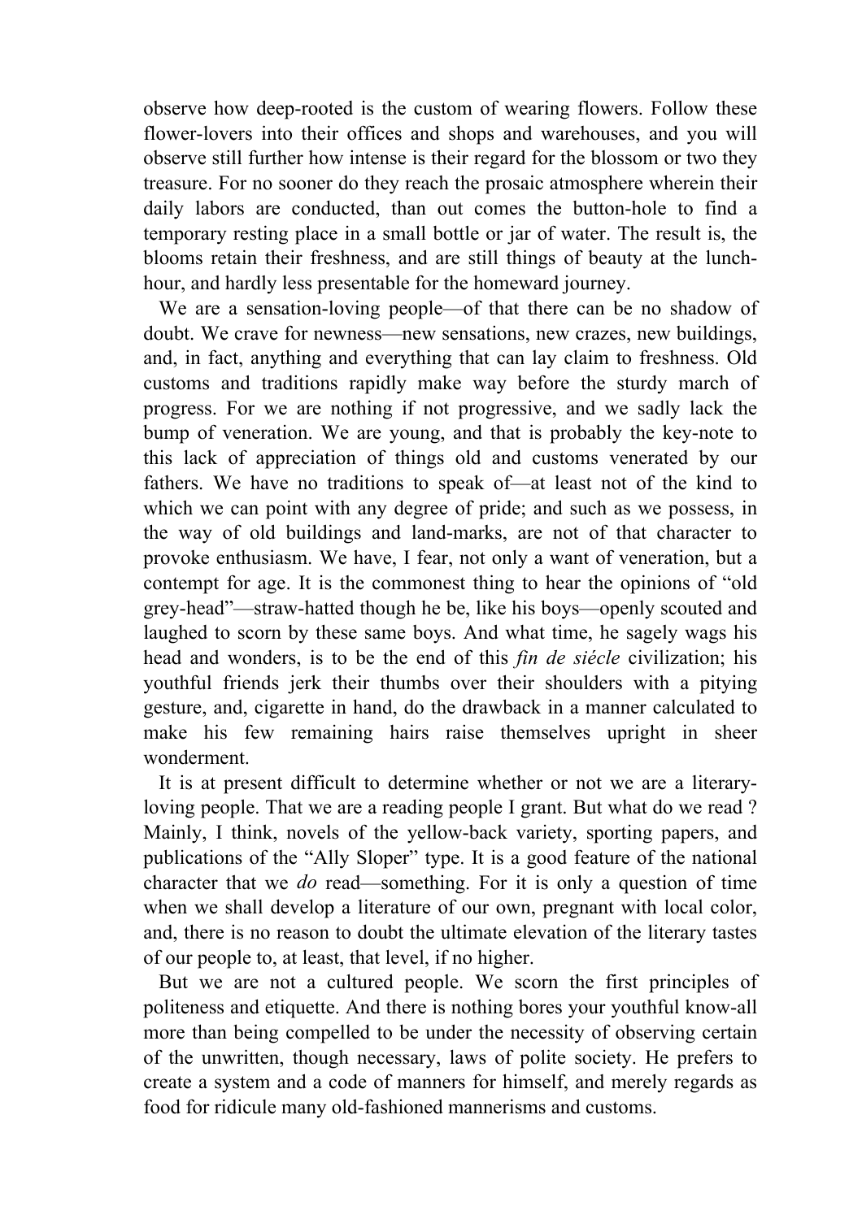observe how deep-rooted is the custom of wearing flowers. Follow these flower-lovers into their offices and shops and warehouses, and you will observe still further how intense is their regard for the blossom or two they treasure. For no sooner do they reach the prosaic atmosphere wherein their daily labors are conducted, than out comes the button-hole to find a temporary resting place in a small bottle or jar of water. The result is, the blooms retain their freshness, and are still things of beauty at the lunch-hour, and hardly less presentable for the homeward journey.

We are a sensation-loving people—of that there can be no shadow of doubt. We crave for newness—new sensations, new crazes, new buildings, and, in fact, anything and everything that can lay claim to freshness. Old customs and traditions rapidly make way before the sturdy march of progress. For we are nothing if not progressive, and we sadly lack the bump of veneration. We are young, and that is probably the key-note to this lack of appreciation of things old and customs venerated by our fathers. We have no traditions to speak of—at least not of the kind to which we can point with any degree of pride; and such as we possess, in the way of old buildings and land-marks, are not of that character to provoke enthusiasm. We have, I fear, not only a want of veneration, but a contempt for age. It is the commonest thing to hear the opinions of "old grey-head"—straw-hatted though he be, like his boys—openly scouted and laughed to scorn by these same boys. And what time, he sagely wags his head and wonders, is to be the end of this *fin de siécle* civilization; his youthful friends jerk their thumbs over their shoulders with a pitying gesture, and, cigarette in hand, do the drawback in a manner calculated to make his few remaining hairs raise themselves upright in sheer wonderment.

It is at present difficult to determine whether or not we are a literary-loving people. That we are a reading people I grant. But what do we read ? Mainly, I think, novels of the yellow-back variety, sporting papers, and publications of the "Ally Sloper" type. It is a good feature of the national character that we *do* read—something. For it is only a question of time when we shall develop a literature of our own, pregnant with local color, and, there is no reason to doubt the ultimate elevation of the literary tastes of our people to, at least, that level, if no higher.

But we are not a cultured people. We scorn the first principles of politeness and etiquette. And there is nothing bores your youthful know-all more than being compelled to be under the necessity of observing certain of the unwritten, though necessary, laws of polite society. He prefers to create a system and a code of manners for himself, and merely regards as food for ridicule many old-fashioned mannerisms and customs.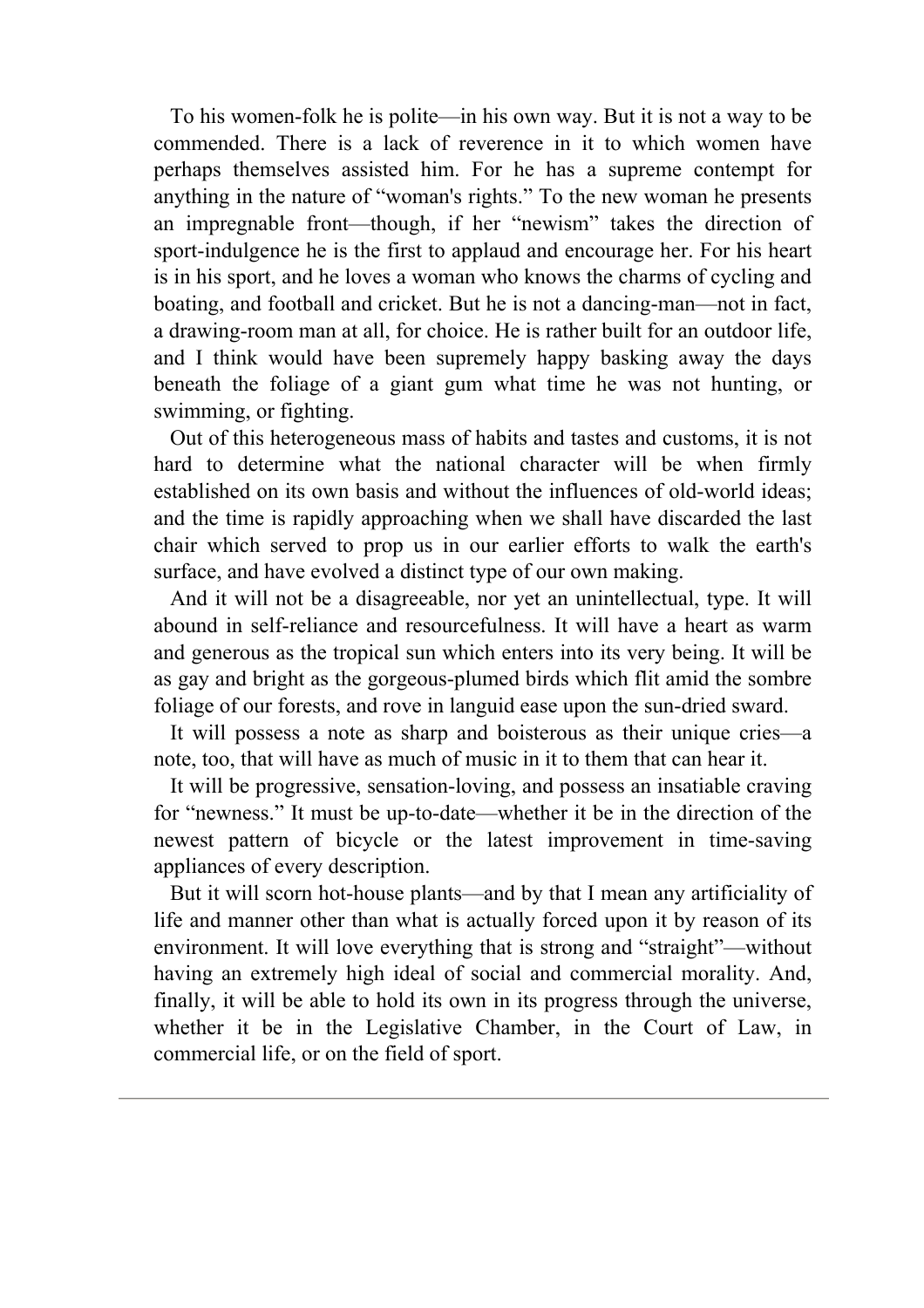To his women-folk he is polite—in his own way. But it is not a way to be commended. There is a lack of reverence in it to which women have perhaps themselves assisted him. For he has a supreme contempt for anything in the nature of "woman's rights." To the new woman he presents an impregnable front—though, if her "newism" takes the direction of sport-indulgence he is the first to applaud and encourage her. For his heart is in his sport, and he loves a woman who knows the charms of cycling and boating, and football and cricket. But he is not a dancing-man—not in fact, a drawing-room man at all, for choice. He is rather built for an outdoor life, and I think would have been supremely happy basking away the days beneath the foliage of a giant gum what time he was not hunting, or swimming, or fighting.

Out of this heterogeneous mass of habits and tastes and customs, it is not hard to determine what the national character will be when firmly established on its own basis and without the influences of old-world ideas; and the time is rapidly approaching when we shall have discarded the last chair which served to prop us in our earlier efforts to walk the earth's surface, and have evolved a distinct type of our own making.

And it will not be a disagreeable, nor yet an unintellectual, type. It will abound in self-reliance and resourcefulness. It will have a heart as warm and generous as the tropical sun which enters into its very being. It will be as gay and bright as the gorgeous-plumed birds which flit amid the sombre foliage of our forests, and rove in languid ease upon the sun-dried sward.

It will possess a note as sharp and boisterous as their unique cries—a note, too, that will have as much of music in it to them that can hear it.

It will be progressive, sensation-loving, and possess an insatiable craving for "newness." It must be up-to-date—whether it be in the direction of the newest pattern of bicycle or the latest improvement in time-saving appliances of every description.

But it will scorn hot-house plants—and by that I mean any artificiality of life and manner other than what is actually forced upon it by reason of its environment. It will love everything that is strong and "straight"—without having an extremely high ideal of social and commercial morality. And, finally, it will be able to hold its own in its progress through the universe, whether it be in the Legislative Chamber, in the Court of Law, in commercial life, or on the field of sport.

---